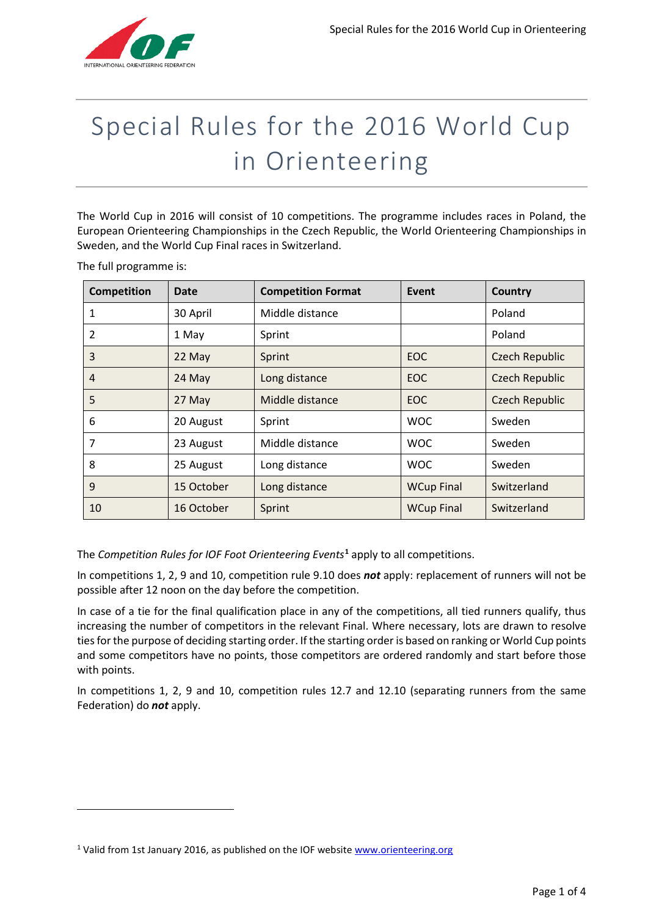# Special Rules for the 2016 World Cup in Orienteering

The World Cup in 2016 will consist of 10 competitions. The programme includes races in Poland, the European Orienteering Championships in the Czech Republic, the World Orienteering Championships in Sweden, and the World Cup Final races in Switzerland.

The full programme is:

| Competition | Date | Competition Format | Event | Country |
|---|---|---|---|---|
| 1 | 30 April | Middle distance | | Poland |
| 2 | 1 May | Sprint | | Poland |
| 3 | 22 May | Sprint | EOC | Czech Republic |
| 4 | 24 May | Long distance | EOC | Czech Republic |
| 5 | 27 May | Middle distance | EOC | Czech Republic |
| 6 | 20 August | Sprint | WOC | Sweden |
| 7 | 23 August | Middle distance | WOC | Sweden |
| 8 | 25 August | Long distance | WOC | Sweden |
| 9 | 15 October | Long distance | WCup Final | Switzerland |
| 10 | 16 October | Sprint | WCup Final | Switzerland |

The *Competition Rules for IOF Foot Orienteering Events*[1] apply to all competitions.

In competitions 1, 2, 9 and 10, competition rule 9.10 does ***not*** apply: replacement of runners will not be possible after 12 noon on the day before the competition.

In case of a tie for the final qualification place in any of the competitions, all tied runners qualify, thus increasing the number of competitors in the relevant Final. Where necessary, lots are drawn to resolve ties for the purpose of deciding starting order. If the starting order is based on ranking or World Cup points and some competitors have no points, those competitors are ordered randomly and start before those with points.

In competitions 1, 2, 9 and 10, competition rules 12.7 and 12.10 (separating runners from the same Federation) do ***not*** apply.

[1] Valid from 1st January 2016, as published on the IOF website www.orienteering.org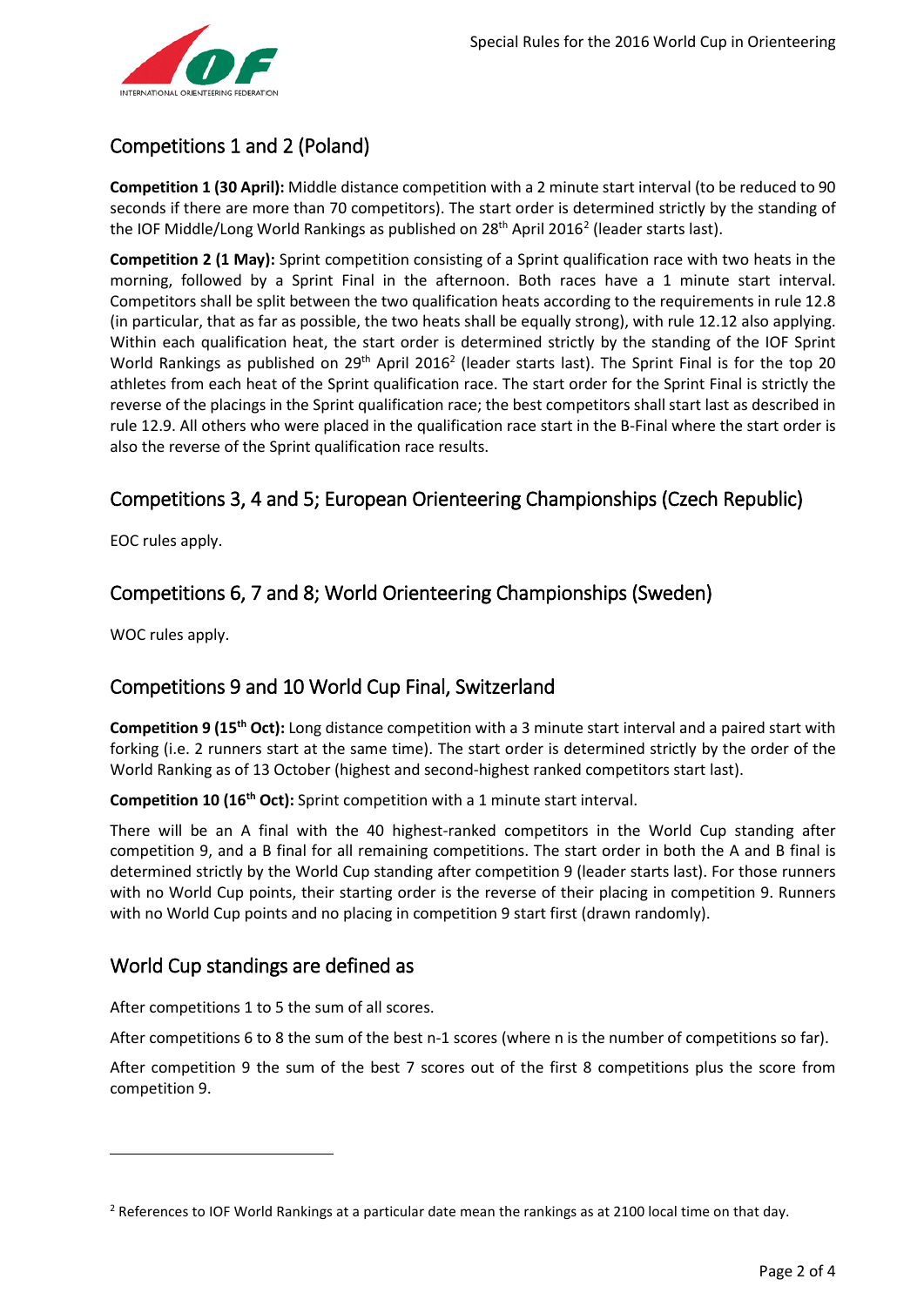## Competitions 1 and 2 (Poland)

**Competition 1 (30 April):** Middle distance competition with a 2 minute start interval (to be reduced to 90 seconds if there are more than 70 competitors). The start order is determined strictly by the standing of the IOF Middle/Long World Rankings as published on 28th April 2016[2] (leader starts last).

**Competition 2 (1 May):** Sprint competition consisting of a Sprint qualification race with two heats in the morning, followed by a Sprint Final in the afternoon. Both races have a 1 minute start interval. Competitors shall be split between the two qualification heats according to the requirements in rule 12.8 (in particular, that as far as possible, the two heats shall be equally strong), with rule 12.12 also applying. Within each qualification heat, the start order is determined strictly by the standing of the IOF Sprint World Rankings as published on 29th April 2016[2] (leader starts last). The Sprint Final is for the top 20 athletes from each heat of the Sprint qualification race. The start order for the Sprint Final is strictly the reverse of the placings in the Sprint qualification race; the best competitors shall start last as described in rule 12.9. All others who were placed in the qualification race start in the B-Final where the start order is also the reverse of the Sprint qualification race results.

## Competitions 3, 4 and 5; European Orienteering Championships (Czech Republic)

EOC rules apply.

## Competitions 6, 7 and 8; World Orienteering Championships (Sweden)

WOC rules apply.

## Competitions 9 and 10 World Cup Final, Switzerland

**Competition 9 (15th Oct):** Long distance competition with a 3 minute start interval and a paired start with forking (i.e. 2 runners start at the same time). The start order is determined strictly by the order of the World Ranking as of 13 October (highest and second-highest ranked competitors start last).

**Competition 10 (16th Oct):** Sprint competition with a 1 minute start interval.

There will be an A final with the 40 highest-ranked competitors in the World Cup standing after competition 9, and a B final for all remaining competitions. The start order in both the A and B final is determined strictly by the World Cup standing after competition 9 (leader starts last). For those runners with no World Cup points, their starting order is the reverse of their placing in competition 9. Runners with no World Cup points and no placing in competition 9 start first (drawn randomly).

## World Cup standings are defined as

After competitions 1 to 5 the sum of all scores.

After competitions 6 to 8 the sum of the best n-1 scores (where n is the number of competitions so far).

After competition 9 the sum of the best 7 scores out of the first 8 competitions plus the score from competition 9.

---

[2] References to IOF World Rankings at a particular date mean the rankings as at 2100 local time on that day.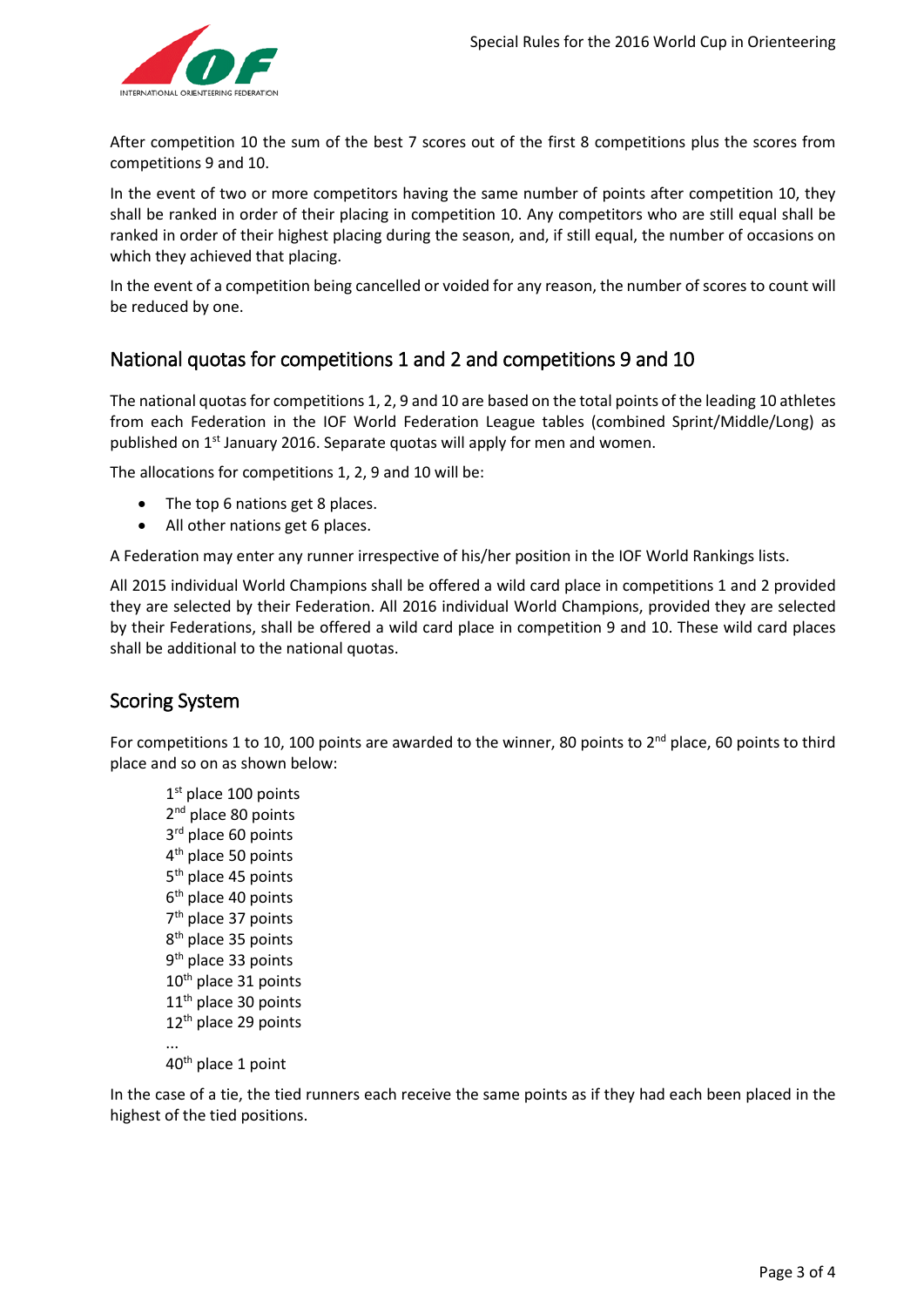After competition 10 the sum of the best 7 scores out of the first 8 competitions plus the scores from competitions 9 and 10.

In the event of two or more competitors having the same number of points after competition 10, they shall be ranked in order of their placing in competition 10. Any competitors who are still equal shall be ranked in order of their highest placing during the season, and, if still equal, the number of occasions on which they achieved that placing.

In the event of a competition being cancelled or voided for any reason, the number of scores to count will be reduced by one.

## National quotas for competitions 1 and 2 and competitions 9 and 10

The national quotas for competitions 1, 2, 9 and 10 are based on the total points of the leading 10 athletes from each Federation in the IOF World Federation League tables (combined Sprint/Middle/Long) as published on 1st January 2016. Separate quotas will apply for men and women.

The allocations for competitions 1, 2, 9 and 10 will be:

- The top 6 nations get 8 places.
- All other nations get 6 places.

A Federation may enter any runner irrespective of his/her position in the IOF World Rankings lists.

All 2015 individual World Champions shall be offered a wild card place in competitions 1 and 2 provided they are selected by their Federation. All 2016 individual World Champions, provided they are selected by their Federations, shall be offered a wild card place in competition 9 and 10. These wild card places shall be additional to the national quotas.

## Scoring System

For competitions 1 to 10, 100 points are awarded to the winner, 80 points to 2nd place, 60 points to third place and so on as shown below:

1st place 100 points
2nd place 80 points
3rd place 60 points
4th place 50 points
5th place 45 points
6th place 40 points
7th place 37 points
8th place 35 points
9th place 33 points
10th place 31 points
11th place 30 points
12th place 29 points
...
40th place 1 point

In the case of a tie, the tied runners each receive the same points as if they had each been placed in the highest of the tied positions.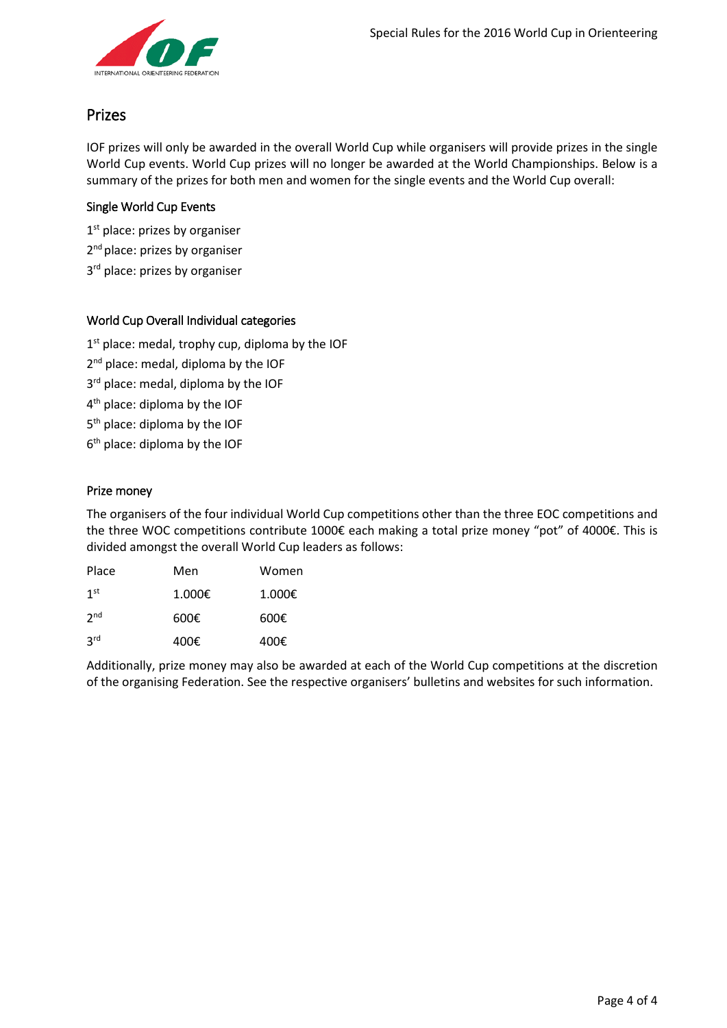## Prizes

IOF prizes will only be awarded in the overall World Cup while organisers will provide prizes in the single World Cup events. World Cup prizes will no longer be awarded at the World Championships. Below is a summary of the prizes for both men and women for the single events and the World Cup overall:

### Single World Cup Events

1st place: prizes by organiser
2nd place: prizes by organiser
3rd place: prizes by organiser

### World Cup Overall Individual categories

1st place: medal, trophy cup, diploma by the IOF
2nd place: medal, diploma by the IOF
3rd place: medal, diploma by the IOF
4th place: diploma by the IOF
5th place: diploma by the IOF
6th place: diploma by the IOF

### Prize money

The organisers of the four individual World Cup competitions other than the three EOC competitions and the three WOC competitions contribute 1000€ each making a total prize money “pot” of 4000€. This is divided amongst the overall World Cup leaders as follows:

| Place | Men | Women |
|---|---|---|
| 1st | 1.000€ | 1.000€ |
| 2nd | 600€ | 600€ |
| 3rd | 400€ | 400€ |

Additionally, prize money may also be awarded at each of the World Cup competitions at the discretion of the organising Federation. See the respective organisers’ bulletins and websites for such information.